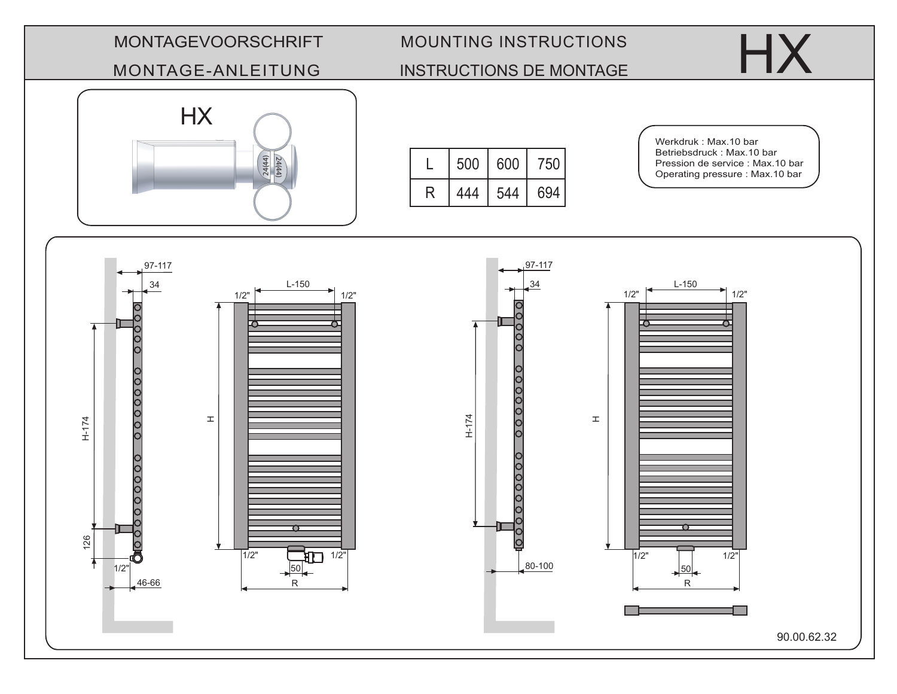# MONTAGEVOORSCHRIFT — MOUNTING INSTRUCTIONS — MONTAGE-ANLEITUNG — INSTRUCTIONS DE MONTAGE

# HX

HX

24(44) 24(44)

| L | 500 | 600 | 750 |
|---|---|---|---|
| R | 444 | 544 | 694 |

Werkdruk : Max.10 bar
Betriebsdruck : Max.10 bar
Pression de service : Max.10 bar
Operating pressure : Max.10 bar

97-117
34
H-174
126
1/2"
46-66

L-150
1/2" 1/2"
H
1/2" 1/2"
50
R

97-117
34
H-174
80-100

L-150
1/2" 1/2"
H
1/2" 1/2"
50
R

90.00.62.32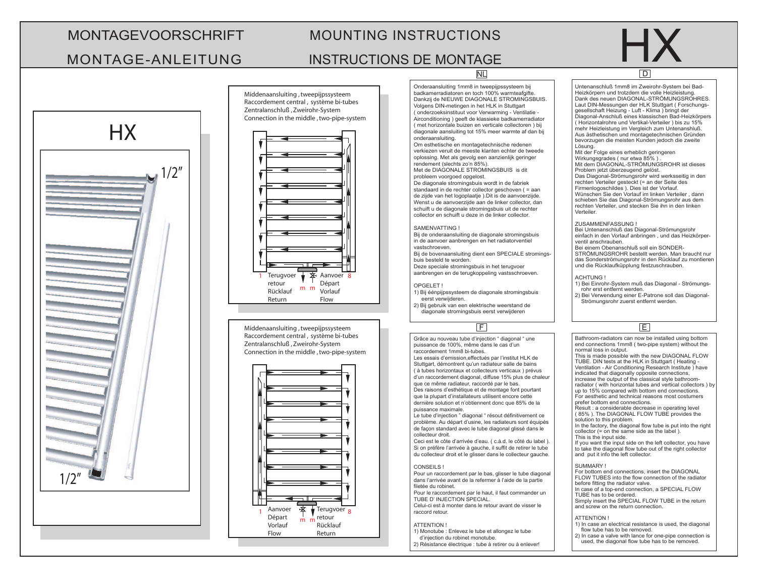# MONTAGEVOORSCHRIFT

# MOUNTING INSTRUCTIONS

# MONTAGE-ANLEITUNG

# INSTRUCTIONS DE MONTAGE

# HX

HX

1/2″

1/2″

Middenaansluiting , tweepijpssysteem
Raccordement central , système bi-tubes
Zentralanschluß , Zweirohr-System
Connection in the middle , two-pipe-system

1 Terugvoer / retour / Rücklauf / Return

m m

Aanvoer 8 / Départ / Vorlauf / Flow

Middenaansluiting , tweepijpssysteem
Raccordement central , système bi-tubes
Zentralanschluß , Zweirohr-System
Connection in the middle , two-pipe-system

1 Aanvoer / Départ / Vorlauf / Flow

m m

Terugvoer 8 / retour / Rücklauf / Return

## NL

Onderaansluiting 1mm8 in tweepijpssysteem bij badkamerradiatoren en toch 100% warmteafgifte.
Dankzij de NIEUWE DIAGONALE STROMINGSBUIS.
Volgens DIN-metingen in het HLK in Stuttgart ( onderzoeksinstituut voor Verwarming - Ventilatie - Airconditioning ) geeft de klassieke badkamerradiator ( met horizontale buizen en verticale collectoren ) bij diagonale aansluiting tot 15% meer warmte af dan bij onderaansluiting.
Om esthetische en montagetechnische redenen verkiezen veruit de meeste klanten echter de tweede oplossing. Met als gevolg een aanzienlijk geringer rendement (slechts zo'n 85%).
Met de DIAGONALE STROMINGSBUIS is dit probleem voorgoed opgelost.
De diagonale stromingsbuis wordt in de fabriek standaard in de rechter collector geschoven ( = aan de zijde van het logoplaatje ).Dit is de aanvoerzijde.
Wenst u de aanvoerzijde aan de linker collector, dan schuift u de diagonale stromingsbuis uit de rechter collector en schuift u deze in de linker collector.

SAMENVATTING !
Bij de onderaansluiting de diagonale stromingsbuis in de aanvoer aanbrengen en het radiatorventiel vastschroeven.
Bij de bovenaansluiting dient een SPECIALE stromingsbuis besteld te worden.
Deze speciale stromingsbuis in het terugvoer aanbrengen en de terugkoppeling vastsschroeven.

OPGELET !
1) Bij éénpijpssysteem de diagonale stromingsbuis eerst verwijderen.
2) Bij gebruik van een elektrische weerstand de diagonale stromingsbuis eerst verwijderen

## D

Untenanschluß 1mm8 im Zweirohr-System bei Bad-Heizkörpern und trotzdem die volle Heizleistung.
Dank des neuen DIAGONAL-STRÖMUNGSROHRES.
Laut DIN-Messungen der HLK Stuttgart ( Forschungsgesellschaft Heizung - Luft - Klima ) bringt der Diagonal-Anschluß eines klassischen Bad-Heizkörpers ( Horizontalrohre und Vertikal-Verteiler ) bis zu 15% mehr Heizleistung im Vergleich zum Untenanschluß.
Aus ästhetischen und montagetechnischen Gründen bevorzugen die meisten Kunden jedoch die zweite Lösung.
Mit der Folge eines erheblich geringeren Wirkungsgrades ( nur etwa 85% ) .
Mit dem DIAGONAL-STRÖMUNGSROHR ist dieses Problem jetzt überzeugend gelöst.
Das Diagonal-Strömungsrohr wird werksseitig in den rechten Verteiler gesteckt (= an der Seite des Firmenlogoschildes ). Dies ist der Vorlauf.
Wünschen Sie den Vorlauf im linken Verteiler , dann schieben Sie das Diagonal-Strömungsrohr aus dem rechten Verteiler, und stecken Sie ihn in den linken Verteiler.

ZUSAMMENFASSUNG !
Bei Untenanschluß das Diagonal-Strömungsrohr einfach in den Vorlauf anbringen , und das Heizkörperventil anschrauben.
Bei einem Obenanschluß soll ein SONDER-STRÖMUNGSROHR bestellt werden. Man braucht nur das Sonderströmungsrohr in den Rücklauf zu montieren und die Rücklaufküpplung festzuschrauben.

ACHTUNG !
1) Bei Einrohr-System muß das Diagonal - Strömungsrohr erst entfernt werden.
2) Bei Verwendung einer E-Patrone soll das Diagonal-Strömungsrohr zuerst entfernt werden.

## F

Grâce au nouveau tube d'injection " diagonal " une puissance de 100%, même dans le cas d'un raccordement 1mm8 bi-tubes.
Les essais d'emission,effectués par l'institut HLK de Stuttgart, démontrent qu'un radiateur salle de bains ( à tubes horizontaux et collecteurs verticaux ) prévus d'un raccordement diagonal, diffuse 15% plus de chaleur que ce même radiateur, raccordé par le bas.
Des raisons d'esthétique et de montage font pourtant que la plupart d'installateurs utilisent encore cette dernière solution et n'obtiennent donc que 85% de la puissance maximale.
Le tube d'injection " diagonal " résout définitivement ce problème. Au départ d'usine, les radiateurs sont équipés de façon standard avec le tube diagonal glissé dans le collecteur droit.
Ceci est le côte d'arrivée d'eau. ( c.à.d. le côté du label ).
Si on préfère l'arrivée à gauche, il suffit de retirer le tube du collecteur droit et le glisser dans le collecteur gauche.

CONSEILS !
Pour un raccordement par le bas, glisser le tube diagonal dans l'arrivée avant de la refermer à l'aide de la partie filetée du robinet.
Pour le raccordement par le haut, il faut commander un TUBE D' INJECTION SPECIAL.
Celui-ci est à monter dans le retour avant de visser le raccord retour.

ATTENTION !
1) Monotube : Enlevez le tube et allongez le tube d'injection du robinet monotube.
2) Résistance électrique : tube à retirer ou à enlever!

## E

Bathroom-radiators can now be installed using bottom end connections 1mm8 ( two-pipe system) without the normal loss in output.
This is made possible with the new DIAGONAL FLOW TUBE. DIN tests at the HLK in Stuttgart ( Heating - Ventilation - Air Conditioning Research Institute ) have indicated that diagonally opposite connections, increase the output of the classical style bathroom-radiator ( with horizontal tubes and vertical collectors ) by up to 15% compared with bottom end connections.
For aesthetic and technical reasons most costumers prefer bottom end connections.
Result : a considerable decrease in operating level ( 85% ). The DIAGONAL FLOW TUBE provides the solution to this problem.
In the factory, the diagonal flow tube is put into the right collector (= on the same side as the label ).
This is the input side.
If you want the input side on the left collector, you have to take the diagonal flow tube out of the right collector and put it info the left collector.

SUMMARY !
For bottom end connections, insert the DIAGONAL FLOW TUBES into the flow connection of the radiator before fitting the radiator valve.
In case of a top-end connection, a SPECIAL FLOW TUBE has to be ordered.
Simply insert the SPECIAL FLOW TUBE in the return and screw on the return connection.

ATTENTION !
1) In case an electrical resistance is used, the diagonal flow tube has to be removed.
2) In case a valve with lance for one-pipe connection is used, the diagonal flow tube has to be removed.